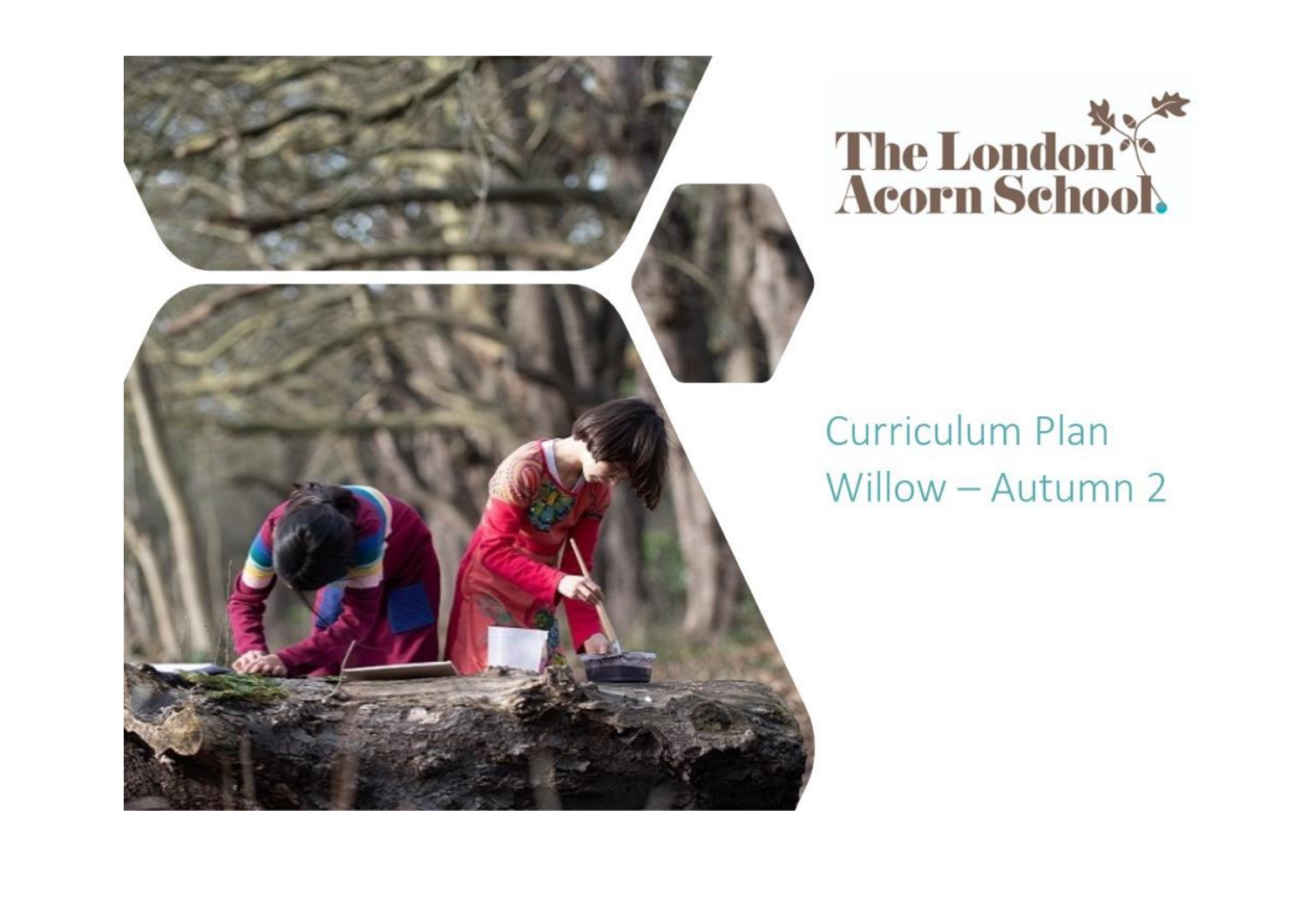The London Acorn School

# Curriculum Plan
## Willow – Autumn 2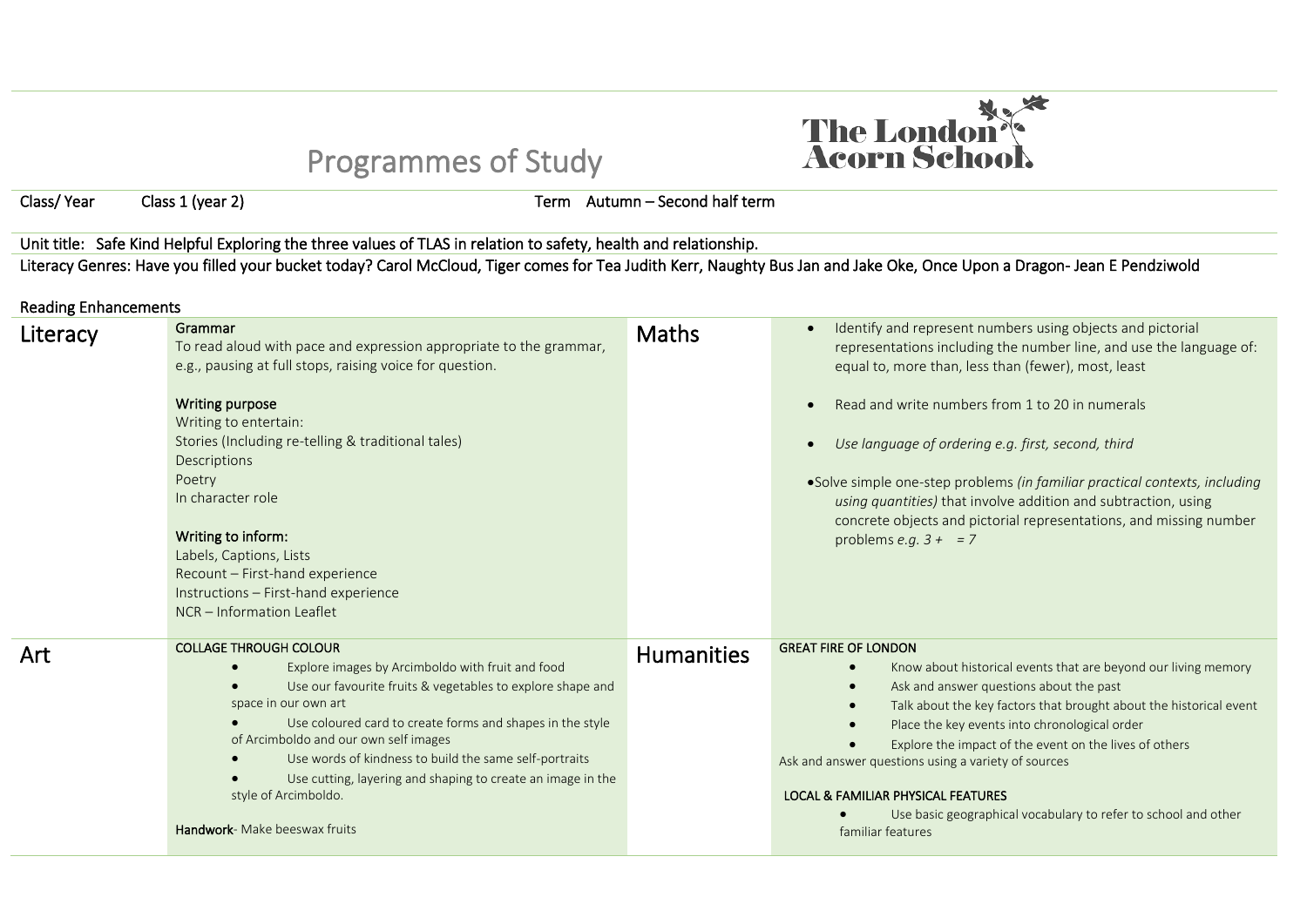# Programmes of Study

The London Acorn School

Class/ Year Class 1 (year 2) Term Autumn – Second half term

Unit title: Safe Kind Helpful Exploring the three values of TLAS in relation to safety, health and relationship.

Literacy Genres: Have you filled your bucket today? Carol McCloud, Tiger comes for Tea Judith Kerr, Naughty Bus Jan and Jake Oke, Once Upon a Dragon- Jean E Pendziwold

Reading Enhancements

| | | | |
|---|---|---|---|
| **Literacy** | **Grammar**<br>To read aloud with pace and expression appropriate to the grammar, e.g., pausing at full stops, raising voice for question.<br><br>**Writing purpose**<br>Writing to entertain:<br>Stories (Including re-telling & traditional tales)<br>Descriptions<br>Poetry<br>In character role<br><br>**Writing to inform:**<br>Labels, Captions, Lists<br>Recount – First-hand experience<br>Instructions – First-hand experience<br>NCR – Information Leaflet | **Maths** | • Identify and represent numbers using objects and pictorial representations including the number line, and use the language of: equal to, more than, less than (fewer), most, least<br><br>• Read and write numbers from 1 to 20 in numerals<br><br>• *Use language of ordering e.g. first, second, third*<br><br>• Solve simple one-step problems *(in familiar practical contexts, including using quantities)* that involve addition and subtraction, using concrete objects and pictorial representations, and missing number problems *e.g. 3 + = 7* |
| **Art** | **COLLAGE THROUGH COLOUR**<br>• Explore images by Arcimboldo with fruit and food<br>• Use our favourite fruits & vegetables to explore shape and space in our own art<br>• Use coloured card to create forms and shapes in the style of Arcimboldo and our own self images<br>• Use words of kindness to build the same self-portraits<br>• Use cutting, layering and shaping to create an image in the style of Arcimboldo.<br><br>**Handwork**- Make beeswax fruits | **Humanities** | **GREAT FIRE OF LONDON**<br>• Know about historical events that are beyond our living memory<br>• Ask and answer questions about the past<br>• Talk about the key factors that brought about the historical event<br>• Place the key events into chronological order<br>• Explore the impact of the event on the lives of others<br>Ask and answer questions using a variety of sources<br><br>**LOCAL & FAMILIAR PHYSICAL FEATURES**<br>• Use basic geographical vocabulary to refer to school and other familiar features |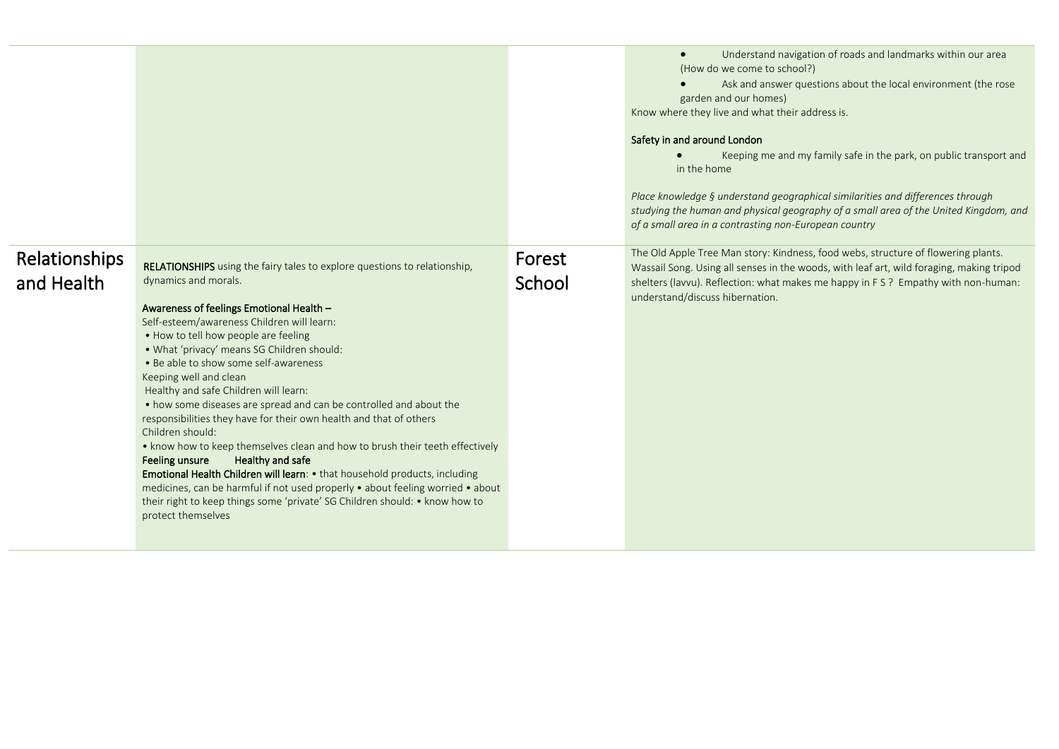| | | | |
|---|---|---|---|
| | | | • Understand navigation of roads and landmarks within our area (How do we come to school?)<br>• Ask and answer questions about the local environment (the rose garden and our homes)<br>Know where they live and what their address is.<br><br>Safety in and around London<br>• Keeping me and my family safe in the park, on public transport and in the home<br><br>*Place knowledge § understand geographical similarities and differences through studying the human and physical geography of a small area of the United Kingdom, and of a small area in a contrasting non-European country* |
| Relationships and Health | **RELATIONSHIPS** using the fairy tales to explore questions to relationship, dynamics and morals.<br><br>Awareness of feelings Emotional Health –<br>Self-esteem/awareness Children will learn:<br>• How to tell how people are feeling<br>• What 'privacy' means SG Children should:<br>• Be able to show some self-awareness<br>Keeping well and clean<br>Healthy and safe Children will learn:<br>• how some diseases are spread and can be controlled and about the responsibilities they have for their own health and that of others<br>Children should:<br>• know how to keep themselves clean and how to brush their teeth effectively<br>Feeling unsure Healthy and safe<br>Emotional Health Children will learn: • that household products, including medicines, can be harmful if not used properly • about feeling worried • about their right to keep things some 'private' SG Children should: • know how to protect themselves | Forest School | The Old Apple Tree Man story: Kindness, food webs, structure of flowering plants. Wassail Song. Using all senses in the woods, with leaf art, wild foraging, making tripod shelters (lavvu). Reflection: what makes me happy in F S ? Empathy with non-human: understand/discuss hibernation. |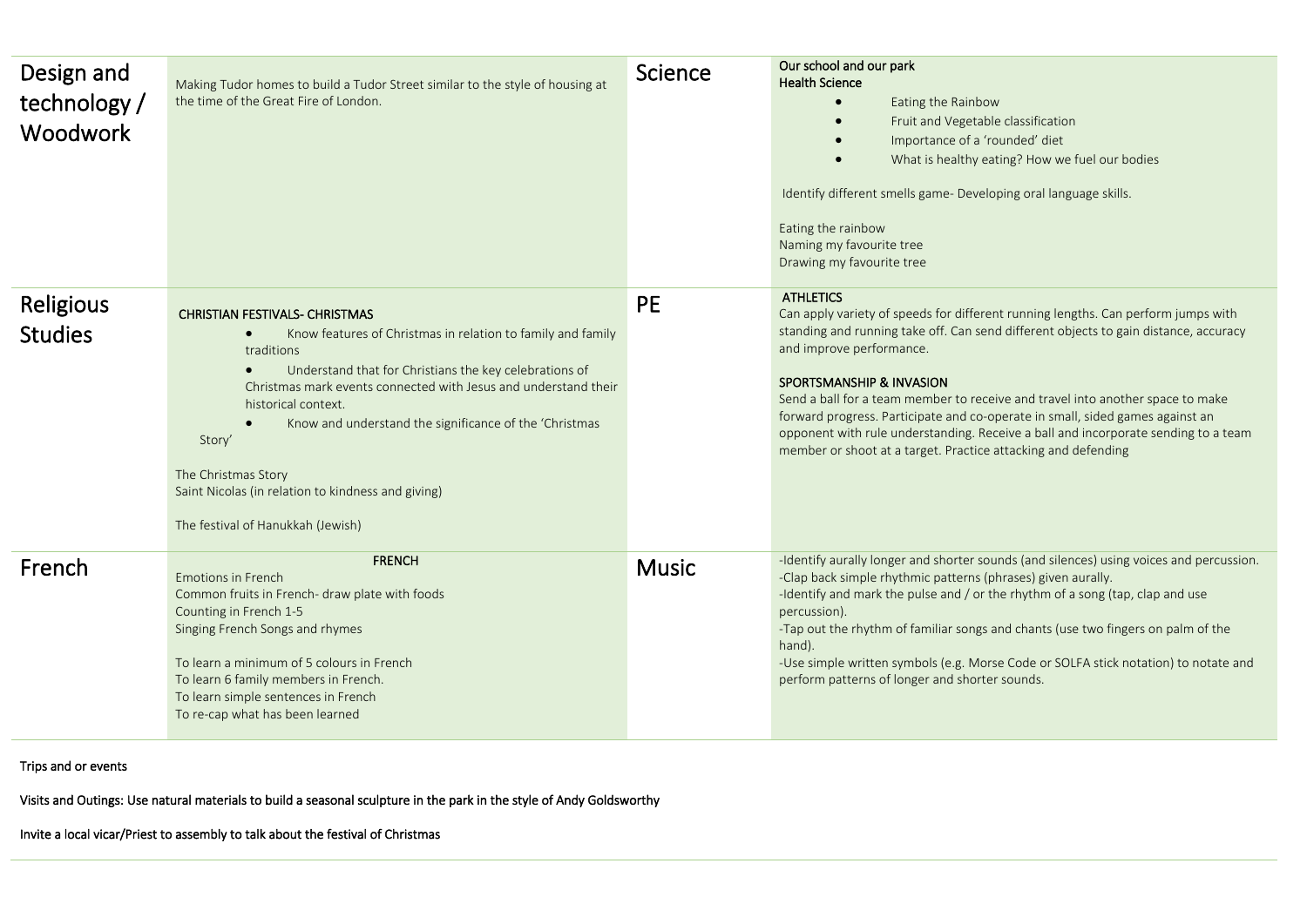| | | | |
|---|---|---|---|
| Design and technology / Woodwork | Making Tudor homes to build a Tudor Street similar to the style of housing at the time of the Great Fire of London. | Science | Our school and our park<br>Health Science<br>• Eating the Rainbow<br>• Fruit and Vegetable classification<br>• Importance of a 'rounded' diet<br>• What is healthy eating? How we fuel our bodies<br><br>Identify different smells game- Developing oral language skills.<br><br>Eating the rainbow<br>Naming my favourite tree<br>Drawing my favourite tree |
| Religious Studies | CHRISTIAN FESTIVALS- CHRISTMAS<br>• Know features of Christmas in relation to family and family traditions<br>• Understand that for Christians the key celebrations of Christmas mark events connected with Jesus and understand their historical context.<br>• Know and understand the significance of the 'Christmas Story'<br><br>The Christmas Story<br>Saint Nicolas (in relation to kindness and giving)<br><br>The festival of Hanukkah (Jewish) | PE | ATHLETICS<br>Can apply variety of speeds for different running lengths. Can perform jumps with standing and running take off. Can send different objects to gain distance, accuracy and improve performance.<br><br>SPORTSMANSHIP & INVASION<br>Send a ball for a team member to receive and travel into another space to make forward progress. Participate and co-operate in small, sided games against an opponent with rule understanding. Receive a ball and incorporate sending to a team member or shoot at a target. Practice attacking and defending |
| French | FRENCH<br>Emotions in French<br>Common fruits in French- draw plate with foods<br>Counting in French 1-5<br>Singing French Songs and rhymes<br><br>To learn a minimum of 5 colours in French<br>To learn 6 family members in French.<br>To learn simple sentences in French<br>To re-cap what has been learned | Music | -Identify aurally longer and shorter sounds (and silences) using voices and percussion.<br>-Clap back simple rhythmic patterns (phrases) given aurally.<br>-Identify and mark the pulse and / or the rhythm of a song (tap, clap and use percussion).<br>-Tap out the rhythm of familiar songs and chants (use two fingers on palm of the hand).<br>-Use simple written symbols (e.g. Morse Code or SOLFA stick notation) to notate and perform patterns of longer and shorter sounds. |

Trips and or events

Visits and Outings: Use natural materials to build a seasonal sculpture in the park in the style of Andy Goldsworthy

Invite a local vicar/Priest to assembly to talk about the festival of Christmas